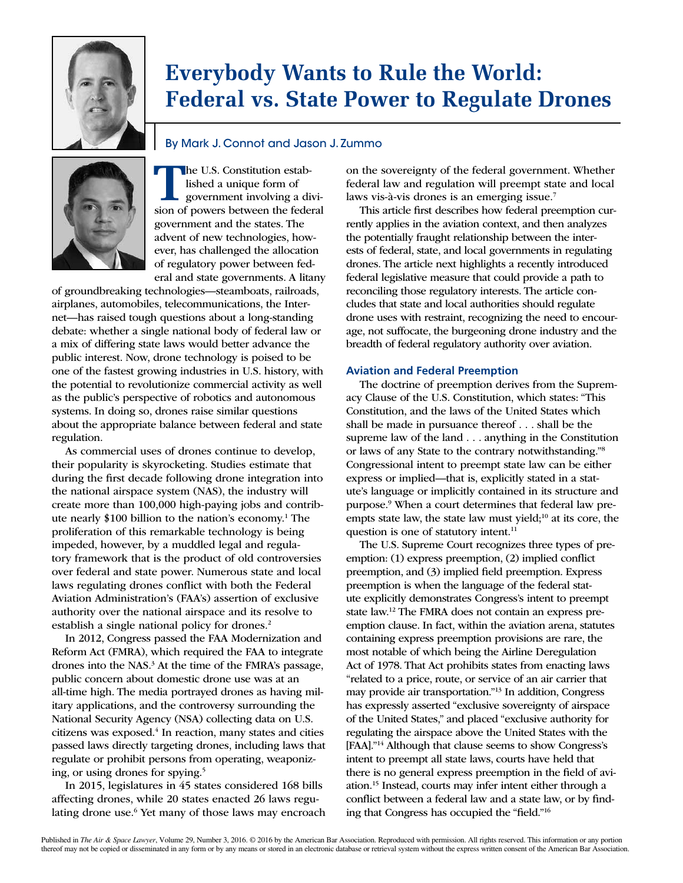# Everybody Wants to Rule the World: Federal vs. State Power to Regulate Drones

By Mark J. Connot and Jason J. Zummo

The U.S. Constitution established a unique form of government involving a division of powers between the federal government and the states. The advent of new technologies, however, has challenged the allocation of regulatory power between federal and state governments. A litany of groundbreaking technologies—steamboats, railroads, airplanes, automobiles, telecommunications, the Internet—has raised tough questions about a long-standing debate: whether a single national body of federal law or a mix of differing state laws would better advance the public interest. Now, drone technology is poised to be one of the fastest growing industries in U.S. history, with the potential to revolutionize commercial activity as well as the public's perspective of robotics and autonomous systems. In doing so, drones raise similar questions about the appropriate balance between federal and state regulation.

As commercial uses of drones continue to develop, their popularity is skyrocketing. Studies estimate that during the first decade following drone integration into the national airspace system (NAS), the industry will create more than 100,000 high-paying jobs and contribute nearly $100 billion to the nation's economy.[1] The proliferation of this remarkable technology is being impeded, however, by a muddled legal and regulatory framework that is the product of old controversies over federal and state power. Numerous state and local laws regulating drones conflict with both the Federal Aviation Administration's (FAA's) assertion of exclusive authority over the national airspace and its resolve to establish a single national policy for drones.[2]

In 2012, Congress passed the FAA Modernization and Reform Act (FMRA), which required the FAA to integrate drones into the NAS.[3] At the time of the FMRA's passage, public concern about domestic drone use was at an all-time high. The media portrayed drones as having military applications, and the controversy surrounding the National Security Agency (NSA) collecting data on U.S. citizens was exposed.[4] In reaction, many states and cities passed laws directly targeting drones, including laws that regulate or prohibit persons from operating, weaponizing, or using drones for spying.[5]

In 2015, legislatures in 45 states considered 168 bills affecting drones, while 20 states enacted 26 laws regulating drone use.[6] Yet many of those laws may encroach on the sovereignty of the federal government. Whether federal law and regulation will preempt state and local laws vis-à-vis drones is an emerging issue.[7]

This article first describes how federal preemption currently applies in the aviation context, and then analyzes the potentially fraught relationship between the interests of federal, state, and local governments in regulating drones. The article next highlights a recently introduced federal legislative measure that could provide a path to reconciling those regulatory interests. The article concludes that state and local authorities should regulate drone uses with restraint, recognizing the need to encourage, not suffocate, the burgeoning drone industry and the breadth of federal regulatory authority over aviation.

## Aviation and Federal Preemption

The doctrine of preemption derives from the Supremacy Clause of the U.S. Constitution, which states: "This Constitution, and the laws of the United States which shall be made in pursuance thereof . . . shall be the supreme law of the land . . . anything in the Constitution or laws of any State to the contrary notwithstanding."[8] Congressional intent to preempt state law can be either express or implied—that is, explicitly stated in a statute's language or implicitly contained in its structure and purpose.[9] When a court determines that federal law preempts state law, the state law must yield;[10] at its core, the question is one of statutory intent.[11]

The U.S. Supreme Court recognizes three types of preemption: (1) express preemption, (2) implied conflict preemption, and (3) implied field preemption. Express preemption is when the language of the federal statute explicitly demonstrates Congress's intent to preempt state law.[12] The FMRA does not contain an express preemption clause. In fact, within the aviation arena, statutes containing express preemption provisions are rare, the most notable of which being the Airline Deregulation Act of 1978. That Act prohibits states from enacting laws "related to a price, route, or service of an air carrier that may provide air transportation."[13] In addition, Congress has expressly asserted "exclusive sovereignty of airspace of the United States," and placed "exclusive authority for regulating the airspace above the United States with the [FAA]."[14] Although that clause seems to show Congress's intent to preempt all state laws, courts have held that there is no general express preemption in the field of aviation.[15] Instead, courts may infer intent either through a conflict between a federal law and a state law, or by finding that Congress has occupied the "field."[16]

Published in *The Air & Space Lawyer*, Volume 29, Number 3, 2016. © 2016 by the American Bar Association. Reproduced with permission. All rights reserved. This information or any portion thereof may not be copied or disseminated in any form or by any means or stored in an electronic database or retrieval system without the express written consent of the American Bar Association.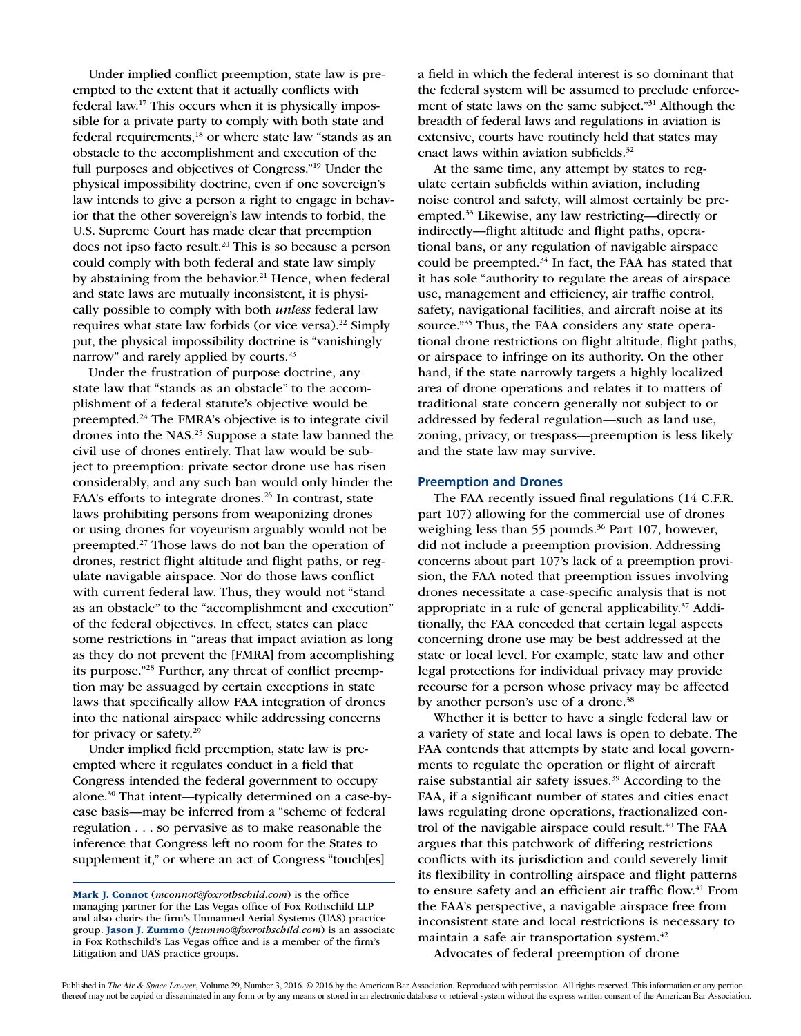Under implied conflict preemption, state law is preempted to the extent that it actually conflicts with federal law.[17] This occurs when it is physically impossible for a private party to comply with both state and federal requirements,[18] or where state law "stands as an obstacle to the accomplishment and execution of the full purposes and objectives of Congress."[19] Under the physical impossibility doctrine, even if one sovereign's law intends to give a person a right to engage in behavior that the other sovereign's law intends to forbid, the U.S. Supreme Court has made clear that preemption does not ipso facto result.[20] This is so because a person could comply with both federal and state law simply by abstaining from the behavior.[21] Hence, when federal and state laws are mutually inconsistent, it is physically possible to comply with both *unless* federal law requires what state law forbids (or vice versa).[22] Simply put, the physical impossibility doctrine is "vanishingly narrow" and rarely applied by courts.[23]

Under the frustration of purpose doctrine, any state law that "stands as an obstacle" to the accomplishment of a federal statute's objective would be preempted.[24] The FMRA's objective is to integrate civil drones into the NAS.[25] Suppose a state law banned the civil use of drones entirely. That law would be subject to preemption: private sector drone use has risen considerably, and any such ban would only hinder the FAA's efforts to integrate drones.[26] In contrast, state laws prohibiting persons from weaponizing drones or using drones for voyeurism arguably would not be preempted.[27] Those laws do not ban the operation of drones, restrict flight altitude and flight paths, or regulate navigable airspace. Nor do those laws conflict with current federal law. Thus, they would not "stand as an obstacle" to the "accomplishment and execution" of the federal objectives. In effect, states can place some restrictions in "areas that impact aviation as long as they do not prevent the [FMRA] from accomplishing its purpose."[28] Further, any threat of conflict preemption may be assuaged by certain exceptions in state laws that specifically allow FAA integration of drones into the national airspace while addressing concerns for privacy or safety.[29]

Under implied field preemption, state law is preempted where it regulates conduct in a field that Congress intended the federal government to occupy alone.[30] That intent—typically determined on a case-by-case basis—may be inferred from a "scheme of federal regulation . . . so pervasive as to make reasonable the inference that Congress left no room for the States to supplement it," or where an act of Congress "touch[es] a field in which the federal interest is so dominant that the federal system will be assumed to preclude enforcement of state laws on the same subject."[31] Although the breadth of federal laws and regulations in aviation is extensive, courts have routinely held that states may enact laws within aviation subfields.[32]

At the same time, any attempt by states to regulate certain subfields within aviation, including noise control and safety, will almost certainly be preempted.[33] Likewise, any law restricting—directly or indirectly—flight altitude and flight paths, operational bans, or any regulation of navigable airspace could be preempted.[34] In fact, the FAA has stated that it has sole "authority to regulate the areas of airspace use, management and efficiency, air traffic control, safety, navigational facilities, and aircraft noise at its source."[35] Thus, the FAA considers any state operational drone restrictions on flight altitude, flight paths, or airspace to infringe on its authority. On the other hand, if the state narrowly targets a highly localized area of drone operations and relates it to matters of traditional state concern generally not subject to or addressed by federal regulation—such as land use, zoning, privacy, or trespass—preemption is less likely and the state law may survive.

## Preemption and Drones

The FAA recently issued final regulations (14 C.F.R. part 107) allowing for the commercial use of drones weighing less than 55 pounds.[36] Part 107, however, did not include a preemption provision. Addressing concerns about part 107's lack of a preemption provision, the FAA noted that preemption issues involving drones necessitate a case-specific analysis that is not appropriate in a rule of general applicability.[37] Additionally, the FAA conceded that certain legal aspects concerning drone use may be best addressed at the state or local level. For example, state law and other legal protections for individual privacy may provide recourse for a person whose privacy may be affected by another person's use of a drone.[38]

Whether it is better to have a single federal law or a variety of state and local laws is open to debate. The FAA contends that attempts by state and local governments to regulate the operation or flight of aircraft raise substantial air safety issues.[39] According to the FAA, if a significant number of states and cities enact laws regulating drone operations, fractionalized control of the navigable airspace could result.[40] The FAA argues that this patchwork of differing restrictions conflicts with its jurisdiction and could severely limit its flexibility in controlling airspace and flight patterns to ensure safety and an efficient air traffic flow.[41] From the FAA's perspective, a navigable airspace free from inconsistent state and local restrictions is necessary to maintain a safe air transportation system.[42]

Advocates of federal preemption of drone

---

**Mark J. Connot** (*mconnot@foxrothschild.com*) is the office managing partner for the Las Vegas office of Fox Rothschild LLP and also chairs the firm's Unmanned Aerial Systems (UAS) practice group. **Jason J. Zummo** (*jzummo@foxrothschild.com*) is an associate in Fox Rothschild's Las Vegas office and is a member of the firm's Litigation and UAS practice groups.

Published in *The Air & Space Lawyer*, Volume 29, Number 3, 2016. © 2016 by the American Bar Association. Reproduced with permission. All rights reserved. This information or any portion thereof may not be copied or disseminated in any form or by any means or stored in an electronic database or retrieval system without the express written consent of the American Bar Association.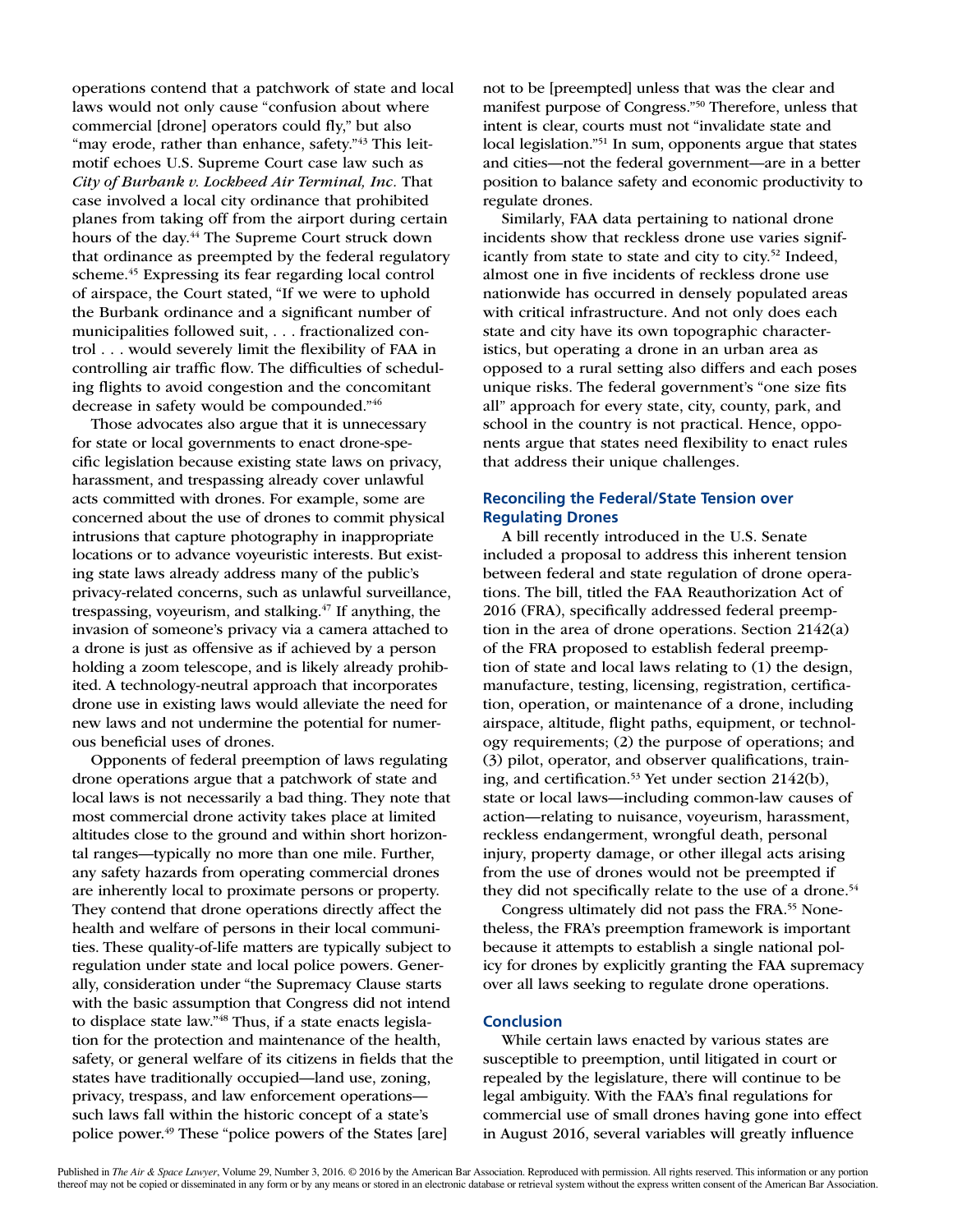operations contend that a patchwork of state and local laws would not only cause "confusion about where commercial [drone] operators could fly," but also "may erode, rather than enhance, safety."[43] This leitmotif echoes U.S. Supreme Court case law such as *City of Burbank v. Lockheed Air Terminal, Inc.* That case involved a local city ordinance that prohibited planes from taking off from the airport during certain hours of the day.[44] The Supreme Court struck down that ordinance as preempted by the federal regulatory scheme.[45] Expressing its fear regarding local control of airspace, the Court stated, "If we were to uphold the Burbank ordinance and a significant number of municipalities followed suit, . . . fractionalized control . . . would severely limit the flexibility of FAA in controlling air traffic flow. The difficulties of scheduling flights to avoid congestion and the concomitant decrease in safety would be compounded."[46]

Those advocates also argue that it is unnecessary for state or local governments to enact drone-specific legislation because existing state laws on privacy, harassment, and trespassing already cover unlawful acts committed with drones. For example, some are concerned about the use of drones to commit physical intrusions that capture photography in inappropriate locations or to advance voyeuristic interests. But existing state laws already address many of the public's privacy-related concerns, such as unlawful surveillance, trespassing, voyeurism, and stalking.[47] If anything, the invasion of someone's privacy via a camera attached to a drone is just as offensive as if achieved by a person holding a zoom telescope, and is likely already prohibited. A technology-neutral approach that incorporates drone use in existing laws would alleviate the need for new laws and not undermine the potential for numerous beneficial uses of drones.

Opponents of federal preemption of laws regulating drone operations argue that a patchwork of state and local laws is not necessarily a bad thing. They note that most commercial drone activity takes place at limited altitudes close to the ground and within short horizontal ranges—typically no more than one mile. Further, any safety hazards from operating commercial drones are inherently local to proximate persons or property. They contend that drone operations directly affect the health and welfare of persons in their local communities. These quality-of-life matters are typically subject to regulation under state and local police powers. Generally, consideration under "the Supremacy Clause starts with the basic assumption that Congress did not intend to displace state law."[48] Thus, if a state enacts legislation for the protection and maintenance of the health, safety, or general welfare of its citizens in fields that the states have traditionally occupied—land use, zoning, privacy, trespass, and law enforcement operations—such laws fall within the historic concept of a state's police power.[49] These "police powers of the States [are] not to be [preempted] unless that was the clear and manifest purpose of Congress."[50] Therefore, unless that intent is clear, courts must not "invalidate state and local legislation."[51] In sum, opponents argue that states and cities—not the federal government—are in a better position to balance safety and economic productivity to regulate drones.

Similarly, FAA data pertaining to national drone incidents show that reckless drone use varies significantly from state to state and city to city.[52] Indeed, almost one in five incidents of reckless drone use nationwide has occurred in densely populated areas with critical infrastructure. And not only does each state and city have its own topographic characteristics, but operating a drone in an urban area as opposed to a rural setting also differs and each poses unique risks. The federal government's "one size fits all" approach for every state, city, county, park, and school in the country is not practical. Hence, opponents argue that states need flexibility to enact rules that address their unique challenges.

## Reconciling the Federal/State Tension over Regulating Drones

A bill recently introduced in the U.S. Senate included a proposal to address this inherent tension between federal and state regulation of drone operations. The bill, titled the FAA Reauthorization Act of 2016 (FRA), specifically addressed federal preemption in the area of drone operations. Section 2142(a) of the FRA proposed to establish federal preemption of state and local laws relating to (1) the design, manufacture, testing, licensing, registration, certification, operation, or maintenance of a drone, including airspace, altitude, flight paths, equipment, or technology requirements; (2) the purpose of operations; and (3) pilot, operator, and observer qualifications, training, and certification.[53] Yet under section 2142(b), state or local laws—including common-law causes of action—relating to nuisance, voyeurism, harassment, reckless endangerment, wrongful death, personal injury, property damage, or other illegal acts arising from the use of drones would not be preempted if they did not specifically relate to the use of a drone.[54]

Congress ultimately did not pass the FRA.[55] Nonetheless, the FRA's preemption framework is important because it attempts to establish a single national policy for drones by explicitly granting the FAA supremacy over all laws seeking to regulate drone operations.

## Conclusion

While certain laws enacted by various states are susceptible to preemption, until litigated in court or repealed by the legislature, there will continue to be legal ambiguity. With the FAA's final regulations for commercial use of small drones having gone into effect in August 2016, several variables will greatly influence

Published in *The Air & Space Lawyer*, Volume 29, Number 3, 2016. © 2016 by the American Bar Association. Reproduced with permission. All rights reserved. This information or any portion thereof may not be copied or disseminated in any form or by any means or stored in an electronic database or retrieval system without the express written consent of the American Bar Association.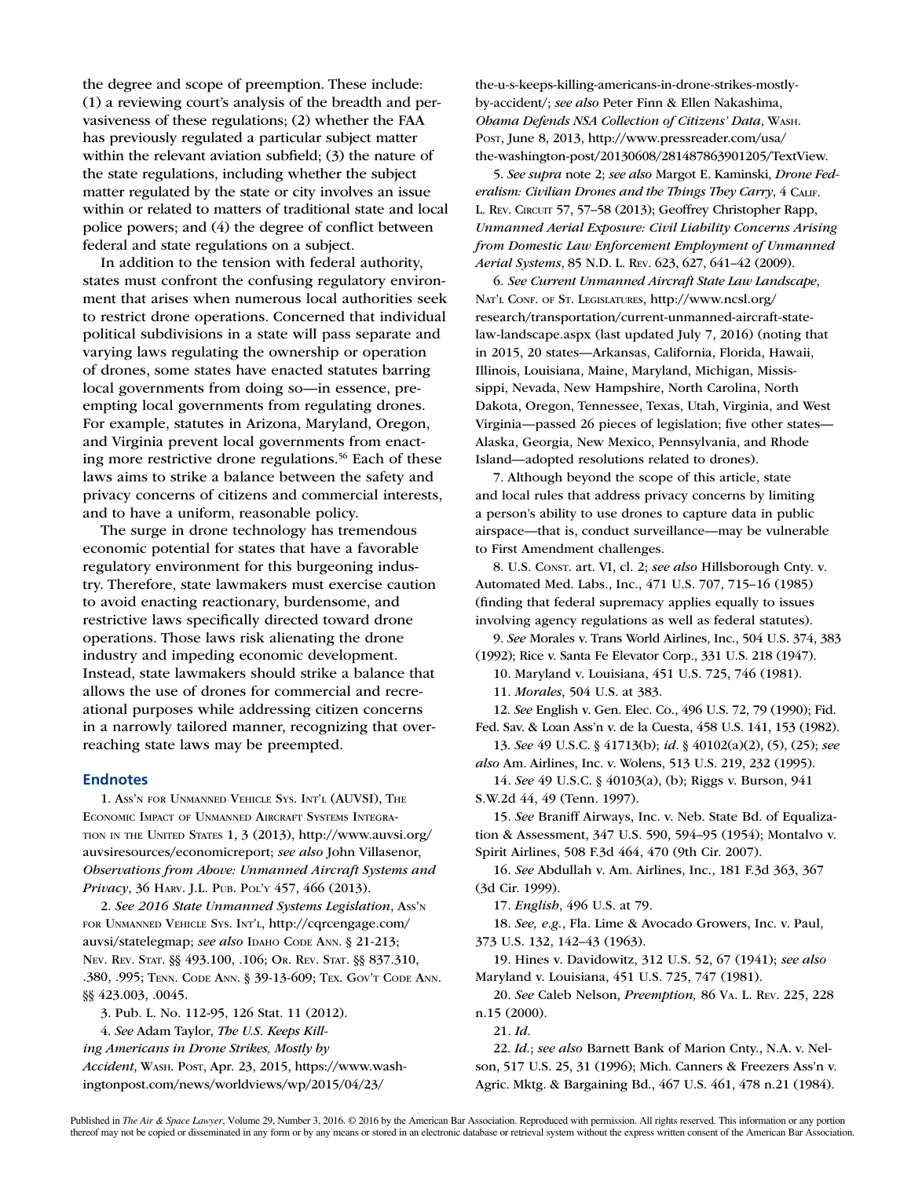the degree and scope of preemption. These include: (1) a reviewing court's analysis of the breadth and pervasiveness of these regulations; (2) whether the FAA has previously regulated a particular subject matter within the relevant aviation subfield; (3) the nature of the state regulations, including whether the subject matter regulated by the state or city involves an issue within or related to matters of traditional state and local police powers; and (4) the degree of conflict between federal and state regulations on a subject.

In addition to the tension with federal authority, states must confront the confusing regulatory environment that arises when numerous local authorities seek to restrict drone operations. Concerned that individual political subdivisions in a state will pass separate and varying laws regulating the ownership or operation of drones, some states have enacted statutes barring local governments from doing so—in essence, preempting local governments from regulating drones. For example, statutes in Arizona, Maryland, Oregon, and Virginia prevent local governments from enacting more restrictive drone regulations.[56] Each of these laws aims to strike a balance between the safety and privacy concerns of citizens and commercial interests, and to have a uniform, reasonable policy.

The surge in drone technology has tremendous economic potential for states that have a favorable regulatory environment for this burgeoning industry. Therefore, state lawmakers must exercise caution to avoid enacting reactionary, burdensome, and restrictive laws specifically directed toward drone operations. Those laws risk alienating the drone industry and impeding economic development. Instead, state lawmakers should strike a balance that allows the use of drones for commercial and recreational purposes while addressing citizen concerns in a narrowly tailored manner, recognizing that overreaching state laws may be preempted.

## Endnotes

1. Ass'n for Unmanned Vehicle Sys. Int'l (AUVSI), The Economic Impact of Unmanned Aircraft Systems Integration in the United States 1, 3 (2013), http://www.auvsi.org/auvsiresources/economicreport; *see also* John Villasenor, *Observations from Above: Unmanned Aircraft Systems and Privacy*, 36 Harv. J.L. Pub. Pol'y 457, 466 (2013).

2. *See 2016 State Unmanned Systems Legislation*, Ass'n for Unmanned Vehicle Sys. Int'l, http://cqrcengage.com/auvsi/statelegmap; *see also* Idaho Code Ann. § 21-213; Nev. Rev. Stat. §§ 493.100, .106; Or. Rev. Stat. §§ 837.310, .380, .995; Tenn. Code Ann. § 39-13-609; Tex. Gov't Code Ann. §§ 423.003, .0045.

3. Pub. L. No. 112-95, 126 Stat. 11 (2012).

4. *See* Adam Taylor, *The U.S. Keeps Killing Americans in Drone Strikes, Mostly by Accident*, Wash. Post, Apr. 23, 2015, https://www.washingtonpost.com/news/worldviews/wp/2015/04/23/the-u-s-keeps-killing-americans-in-drone-strikes-mostly-by-accident/; *see also* Peter Finn & Ellen Nakashima, *Obama Defends NSA Collection of Citizens' Data*, Wash. Post, June 8, 2013, http://www.pressreader.com/usa/the-washington-post/20130608/281487863901205/TextView.

5. *See supra* note 2; *see also* Margot E. Kaminski, *Drone Federalism: Civilian Drones and the Things They Carry*, 4 Calif. L. Rev. Circuit 57, 57–58 (2013); Geoffrey Christopher Rapp, *Unmanned Aerial Exposure: Civil Liability Concerns Arising from Domestic Law Enforcement Employment of Unmanned Aerial Systems*, 85 N.D. L. Rev. 623, 627, 641–42 (2009).

6. *See Current Unmanned Aircraft State Law Landscape*, Nat'l Conf. of St. Legislatures, http://www.ncsl.org/research/transportation/current-unmanned-aircraft-state-law-landscape.aspx (last updated July 7, 2016) (noting that in 2015, 20 states—Arkansas, California, Florida, Hawaii, Illinois, Louisiana, Maine, Maryland, Michigan, Mississippi, Nevada, New Hampshire, North Carolina, North Dakota, Oregon, Tennessee, Texas, Utah, Virginia, and West Virginia—passed 26 pieces of legislation; five other states—Alaska, Georgia, New Mexico, Pennsylvania, and Rhode Island—adopted resolutions related to drones).

7. Although beyond the scope of this article, state and local rules that address privacy concerns by limiting a person's ability to use drones to capture data in public airspace—that is, conduct surveillance—may be vulnerable to First Amendment challenges.

8. U.S. Const. art. VI, cl. 2; *see also* Hillsborough Cnty. v. Automated Med. Labs., Inc., 471 U.S. 707, 715–16 (1985) (finding that federal supremacy applies equally to issues involving agency regulations as well as federal statutes).

9. *See* Morales v. Trans World Airlines, Inc., 504 U.S. 374, 383 (1992); Rice v. Santa Fe Elevator Corp., 331 U.S. 218 (1947).

10. Maryland v. Louisiana, 451 U.S. 725, 746 (1981).

11. *Morales*, 504 U.S. at 383.

12. *See* English v. Gen. Elec. Co., 496 U.S. 72, 79 (1990); Fid. Fed. Sav. & Loan Ass'n v. de la Cuesta, 458 U.S. 141, 153 (1982).

13. *See* 49 U.S.C. § 41713(b); *id*. § 40102(a)(2), (5), (25); *see also* Am. Airlines, Inc. v. Wolens, 513 U.S. 219, 232 (1995).

14. *See* 49 U.S.C. § 40103(a), (b); Riggs v. Burson, 941 S.W.2d 44, 49 (Tenn. 1997).

15. *See* Braniff Airways, Inc. v. Neb. State Bd. of Equalization & Assessment, 347 U.S. 590, 594–95 (1954); Montalvo v. Spirit Airlines, 508 F.3d 464, 470 (9th Cir. 2007).

16. *See* Abdullah v. Am. Airlines, Inc., 181 F.3d 363, 367 (3d Cir. 1999).

17. *English*, 496 U.S. at 79.

18. *See, e.g.*, Fla. Lime & Avocado Growers, Inc. v. Paul, 373 U.S. 132, 142–43 (1963).

19. Hines v. Davidowitz, 312 U.S. 52, 67 (1941); *see also* Maryland v. Louisiana, 451 U.S. 725, 747 (1981).

20. *See* Caleb Nelson, *Preemption,* 86 Va. L. Rev. 225, 228 n.15 (2000).

21. *Id.*

22. *Id.*; *see also* Barnett Bank of Marion Cnty., N.A. v. Nelson, 517 U.S. 25, 31 (1996); Mich. Canners & Freezers Ass'n v. Agric. Mktg. & Bargaining Bd., 467 U.S. 461, 478 n.21 (1984).

Published in *The Air & Space Lawyer*, Volume 29, Number 3, 2016. © 2016 by the American Bar Association. Reproduced with permission. All rights reserved. This information or any portion thereof may not be copied or disseminated in any form or by any means or stored in an electronic database or retrieval system without the express written consent of the American Bar Association.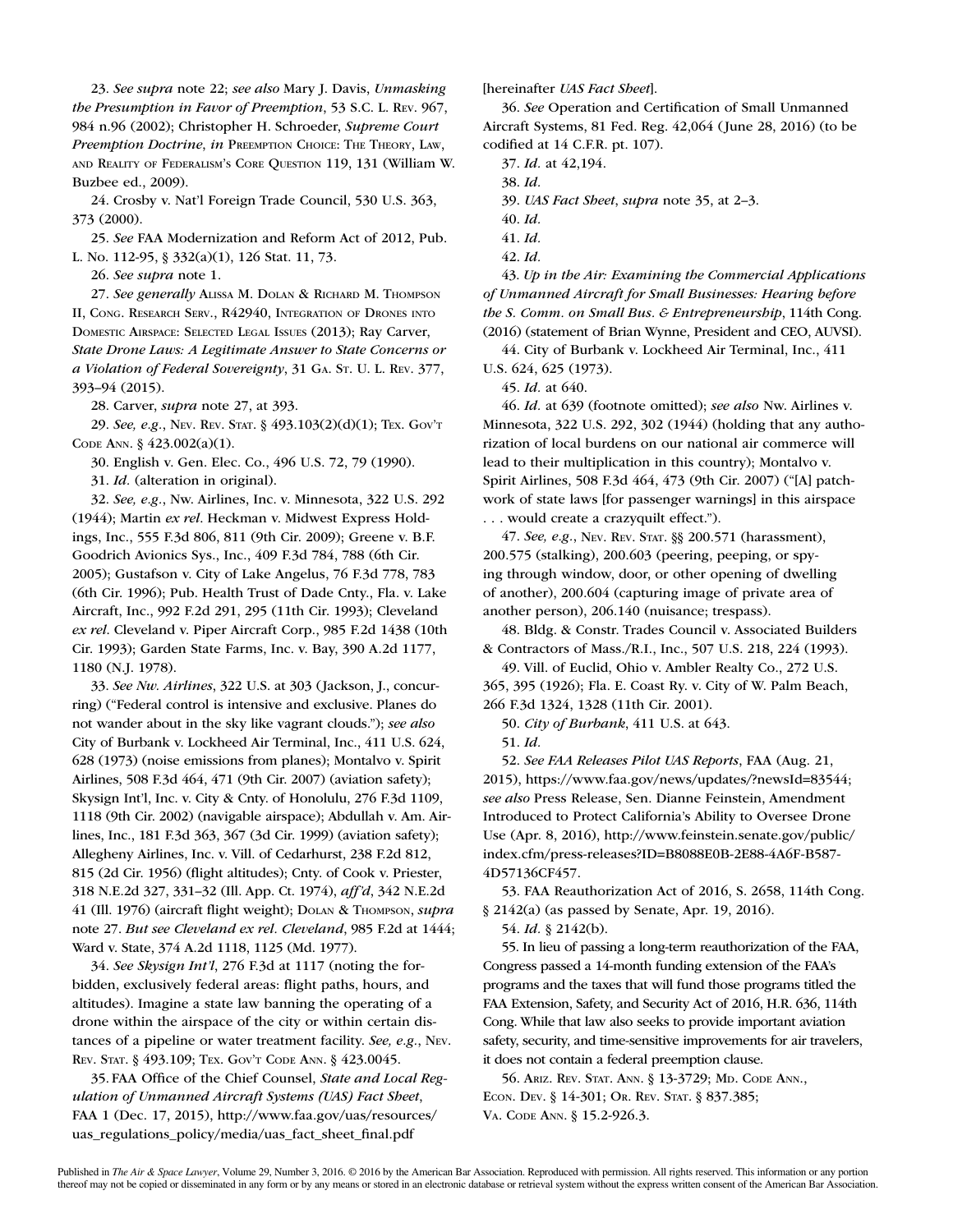23. *See supra* note 22; *see also* Mary J. Davis, *Unmasking the Presumption in Favor of Preemption*, 53 S.C. L. Rev. 967, 984 n.96 (2002); Christopher H. Schroeder, *Supreme Court Preemption Doctrine*, *in* Preemption Choice: The Theory, Law, and Reality of Federalism's Core Question 119, 131 (William W. Buzbee ed., 2009).

24. Crosby v. Nat'l Foreign Trade Council, 530 U.S. 363, 373 (2000).

25. *See* FAA Modernization and Reform Act of 2012, Pub. L. No. 112-95, § 332(a)(1), 126 Stat. 11, 73.

26. *See supra* note 1.

27. *See generally* Alissa M. Dolan & Richard M. Thompson II, Cong. Research Serv., R42940, Integration of Drones into Domestic Airspace: Selected Legal Issues (2013); Ray Carver, *State Drone Laws: A Legitimate Answer to State Concerns or a Violation of Federal Sovereignty*, 31 Ga. St. U. L. Rev. 377, 393–94 (2015).

28. Carver, *supra* note 27, at 393.

29. *See, e.g.*, Nev. Rev. Stat. § 493.103(2)(d)(1); Tex. Gov't Code Ann. § 423.002(a)(1).

30. English v. Gen. Elec. Co., 496 U.S. 72, 79 (1990).

31. *Id.* (alteration in original).

32. *See, e.g.*, Nw. Airlines, Inc. v. Minnesota, 322 U.S. 292 (1944); Martin *ex rel.* Heckman v. Midwest Express Holdings, Inc., 555 F.3d 806, 811 (9th Cir. 2009); Greene v. B.F. Goodrich Avionics Sys., Inc., 409 F.3d 784, 788 (6th Cir. 2005); Gustafson v. City of Lake Angelus, 76 F.3d 778, 783 (6th Cir. 1996); Pub. Health Trust of Dade Cnty., Fla. v. Lake Aircraft, Inc., 992 F.2d 291, 295 (11th Cir. 1993); Cleveland *ex rel.* Cleveland v. Piper Aircraft Corp., 985 F.2d 1438 (10th Cir. 1993); Garden State Farms, Inc. v. Bay, 390 A.2d 1177, 1180 (N.J. 1978).

33. *See Nw. Airlines*, 322 U.S. at 303 (Jackson, J., concurring) ("Federal control is intensive and exclusive. Planes do not wander about in the sky like vagrant clouds."); *see also* City of Burbank v. Lockheed Air Terminal, Inc., 411 U.S. 624, 628 (1973) (noise emissions from planes); Montalvo v. Spirit Airlines, 508 F.3d 464, 471 (9th Cir. 2007) (aviation safety); Skysign Int'l, Inc. v. City & Cnty. of Honolulu, 276 F.3d 1109, 1118 (9th Cir. 2002) (navigable airspace); Abdullah v. Am. Airlines, Inc., 181 F.3d 363, 367 (3d Cir. 1999) (aviation safety); Allegheny Airlines, Inc. v. Vill. of Cedarhurst, 238 F.2d 812, 815 (2d Cir. 1956) (flight altitudes); Cnty. of Cook v. Priester, 318 N.E.2d 327, 331–32 (Ill. App. Ct. 1974), *aff'd*, 342 N.E.2d 41 (Ill. 1976) (aircraft flight weight); Dolan & Thompson, *supra* note 27. *But see Cleveland ex rel. Cleveland*, 985 F.2d at 1444; Ward v. State, 374 A.2d 1118, 1125 (Md. 1977).

34. *See Skysign Int'l*, 276 F.3d at 1117 (noting the forbidden, exclusively federal areas: flight paths, hours, and altitudes). Imagine a state law banning the operating of a drone within the airspace of the city or within certain distances of a pipeline or water treatment facility. *See, e.g.*, Nev. Rev. Stat. § 493.109; Tex. Gov't Code Ann. § 423.0045.

35. FAA Office of the Chief Counsel, *State and Local Regulation of Unmanned Aircraft Systems (UAS) Fact Sheet*, FAA 1 (Dec. 17, 2015), http://www.faa.gov/uas/resources/uas_regulations_policy/media/uas_fact_sheet_final.pdf [hereinafter *UAS Fact Sheet*].

36. *See* Operation and Certification of Small Unmanned Aircraft Systems, 81 Fed. Reg. 42,064 (June 28, 2016) (to be codified at 14 C.F.R. pt. 107).

37. *Id.* at 42,194.

38. *Id.*

39. *UAS Fact Sheet*, *supra* note 35, at 2–3.

40. *Id.*

41. *Id.*

42. *Id.*

43. *Up in the Air: Examining the Commercial Applications of Unmanned Aircraft for Small Businesses: Hearing before the S. Comm. on Small Bus. & Entrepreneurship*, 114th Cong. (2016) (statement of Brian Wynne, President and CEO, AUVSI).

44. City of Burbank v. Lockheed Air Terminal, Inc., 411 U.S. 624, 625 (1973).

45. *Id.* at 640.

46. *Id.* at 639 (footnote omitted); *see also* Nw. Airlines v. Minnesota, 322 U.S. 292, 302 (1944) (holding that any authorization of local burdens on our national air commerce will lead to their multiplication in this country); Montalvo v. Spirit Airlines, 508 F.3d 464, 473 (9th Cir. 2007) ("[A] patchwork of state laws [for passenger warnings] in this airspace . . . would create a crazyquilt effect.").

47. *See, e.g.*, Nev. Rev. Stat. §§ 200.571 (harassment), 200.575 (stalking), 200.603 (peering, peeping, or spying through window, door, or other opening of dwelling of another), 200.604 (capturing image of private area of another person), 206.140 (nuisance; trespass).

48. Bldg. & Constr. Trades Council v. Associated Builders & Contractors of Mass./R.I., Inc., 507 U.S. 218, 224 (1993).

49. Vill. of Euclid, Ohio v. Ambler Realty Co., 272 U.S. 365, 395 (1926); Fla. E. Coast Ry. v. City of W. Palm Beach, 266 F.3d 1324, 1328 (11th Cir. 2001).

50. *City of Burbank*, 411 U.S. at 643.

51. *Id.*

52. *See FAA Releases Pilot UAS Reports*, FAA (Aug. 21, 2015), https://www.faa.gov/news/updates/?newsId=83544; *see also* Press Release, Sen. Dianne Feinstein, Amendment Introduced to Protect California's Ability to Oversee Drone Use (Apr. 8, 2016), http://www.feinstein.senate.gov/public/index.cfm/press-releases?ID=B8088E0B-2E88-4A6F-B587-4D57136CF457.

53. FAA Reauthorization Act of 2016, S. 2658, 114th Cong. § 2142(a) (as passed by Senate, Apr. 19, 2016).

54. *Id.* § 2142(b).

55. In lieu of passing a long-term reauthorization of the FAA, Congress passed a 14-month funding extension of the FAA's programs and the taxes that will fund those programs titled the FAA Extension, Safety, and Security Act of 2016, H.R. 636, 114th Cong. While that law also seeks to provide important aviation safety, security, and time-sensitive improvements for air travelers, it does not contain a federal preemption clause.

56. Ariz. Rev. Stat. Ann. § 13-3729; Md. Code Ann., Econ. Dev. § 14-301; Or. Rev. Stat. § 837.385; Va. Code Ann. § 15.2-926.3.

Published in *The Air & Space Lawyer*, Volume 29, Number 3, 2016. © 2016 by the American Bar Association. Reproduced with permission. All rights reserved. This information or any portion thereof may not be copied or disseminated in any form or by any means or stored in an electronic database or retrieval system without the express written consent of the American Bar Association.